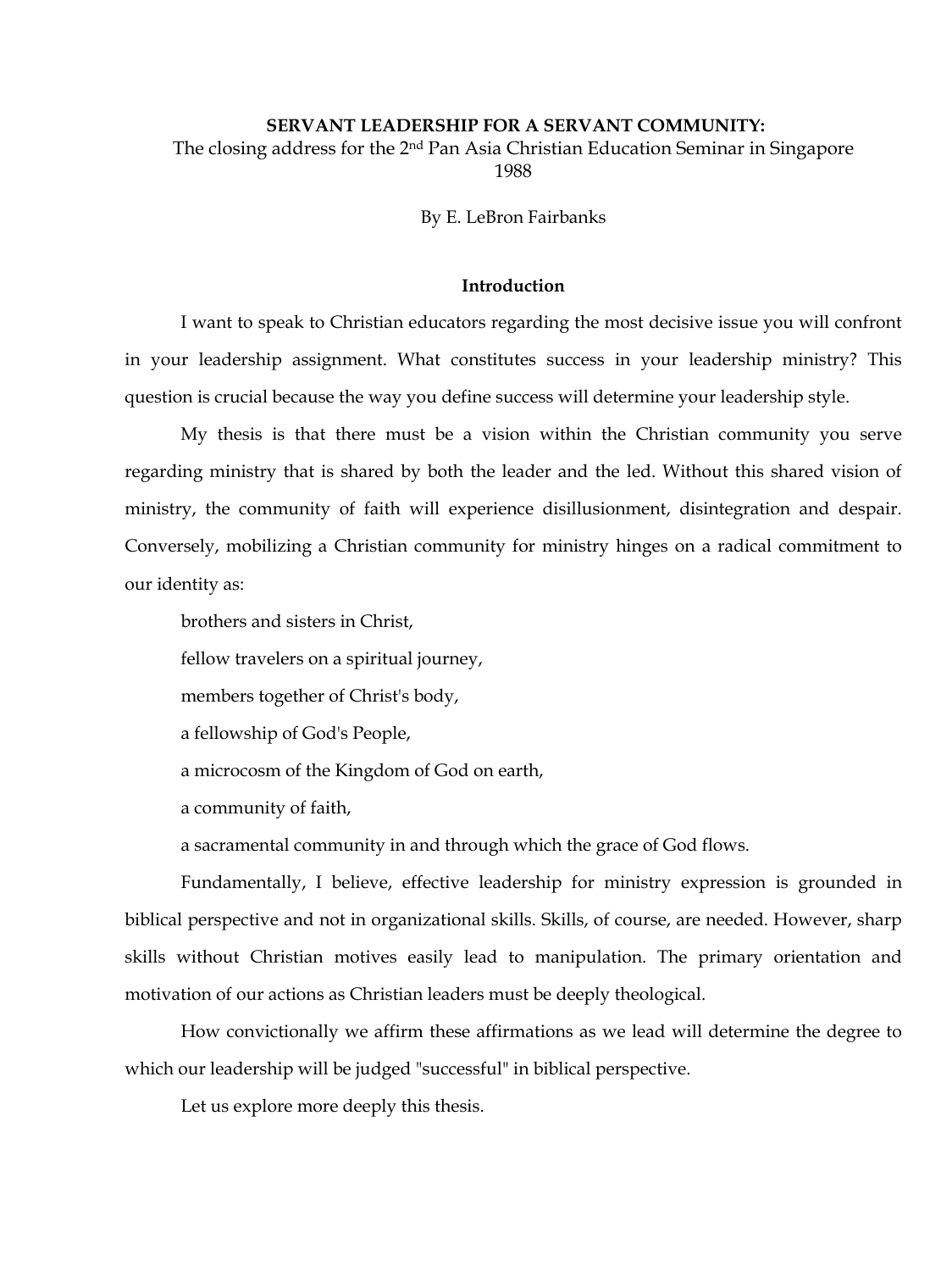# SERVANT LEADERSHIP FOR A SERVANT COMMUNITY:

The closing address for the 2nd Pan Asia Christian Education Seminar in Singapore 1988

By E. LeBron Fairbanks

## Introduction

I want to speak to Christian educators regarding the most decisive issue you will confront in your leadership assignment. What constitutes success in your leadership ministry? This question is crucial because the way you define success will determine your leadership style.

My thesis is that there must be a vision within the Christian community you serve regarding ministry that is shared by both the leader and the led. Without this shared vision of ministry, the community of faith will experience disillusionment, disintegration and despair. Conversely, mobilizing a Christian community for ministry hinges on a radical commitment to our identity as:

brothers and sisters in Christ,

fellow travelers on a spiritual journey,

members together of Christ's body,

a fellowship of God's People,

a microcosm of the Kingdom of God on earth,

a community of faith,

a sacramental community in and through which the grace of God flows.

Fundamentally, I believe, effective leadership for ministry expression is grounded in biblical perspective and not in organizational skills. Skills, of course, are needed. However, sharp skills without Christian motives easily lead to manipulation. The primary orientation and motivation of our actions as Christian leaders must be deeply theological.

How convictionally we affirm these affirmations as we lead will determine the degree to which our leadership will be judged "successful" in biblical perspective.

Let us explore more deeply this thesis.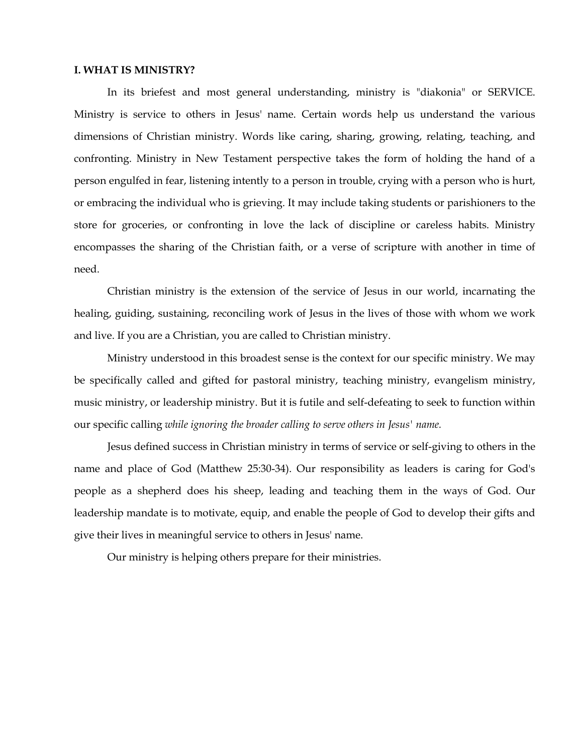**I. WHAT IS MINISTRY?**

In its briefest and most general understanding, ministry is "diakonia" or SERVICE. Ministry is service to others in Jesus' name. Certain words help us understand the various dimensions of Christian ministry. Words like caring, sharing, growing, relating, teaching, and confronting. Ministry in New Testament perspective takes the form of holding the hand of a person engulfed in fear, listening intently to a person in trouble, crying with a person who is hurt, or embracing the individual who is grieving. It may include taking students or parishioners to the store for groceries, or confronting in love the lack of discipline or careless habits. Ministry encompasses the sharing of the Christian faith, or a verse of scripture with another in time of need.

Christian ministry is the extension of the service of Jesus in our world, incarnating the healing, guiding, sustaining, reconciling work of Jesus in the lives of those with whom we work and live. If you are a Christian, you are called to Christian ministry.

Ministry understood in this broadest sense is the context for our specific ministry. We may be specifically called and gifted for pastoral ministry, teaching ministry, evangelism ministry, music ministry, or leadership ministry. But it is futile and self-defeating to seek to function within our specific calling *while ignoring the broader calling to serve others in Jesus' name.*

Jesus defined success in Christian ministry in terms of service or self-giving to others in the name and place of God (Matthew 25:30-34). Our responsibility as leaders is caring for God's people as a shepherd does his sheep, leading and teaching them in the ways of God. Our leadership mandate is to motivate, equip, and enable the people of God to develop their gifts and give their lives in meaningful service to others in Jesus' name.

Our ministry is helping others prepare for their ministries.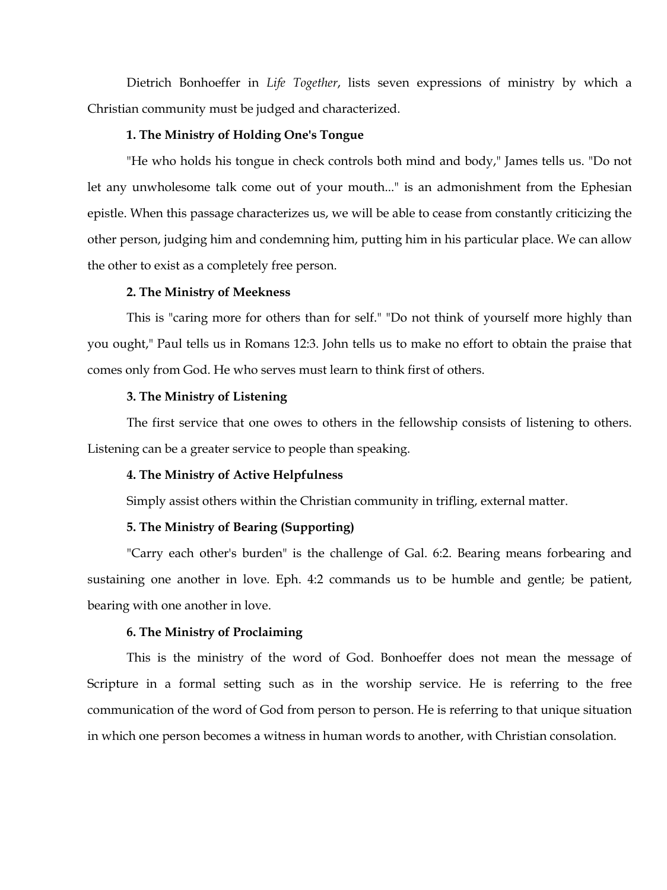Dietrich Bonhoeffer in *Life Together*, lists seven expressions of ministry by which a Christian community must be judged and characterized.

**1. The Ministry of Holding One's Tongue**

"He who holds his tongue in check controls both mind and body," James tells us. "Do not let any unwholesome talk come out of your mouth..." is an admonishment from the Ephesian epistle. When this passage characterizes us, we will be able to cease from constantly criticizing the other person, judging him and condemning him, putting him in his particular place. We can allow the other to exist as a completely free person.

**2. The Ministry of Meekness**

This is "caring more for others than for self." "Do not think of yourself more highly than you ought," Paul tells us in Romans 12:3. John tells us to make no effort to obtain the praise that comes only from God. He who serves must learn to think first of others.

**3. The Ministry of Listening**

The first service that one owes to others in the fellowship consists of listening to others. Listening can be a greater service to people than speaking.

**4. The Ministry of Active Helpfulness**

Simply assist others within the Christian community in trifling, external matter.

**5. The Ministry of Bearing (Supporting)**

"Carry each other's burden" is the challenge of Gal. 6:2. Bearing means forbearing and sustaining one another in love. Eph. 4:2 commands us to be humble and gentle; be patient, bearing with one another in love.

**6. The Ministry of Proclaiming**

This is the ministry of the word of God. Bonhoeffer does not mean the message of Scripture in a formal setting such as in the worship service. He is referring to the free communication of the word of God from person to person. He is referring to that unique situation in which one person becomes a witness in human words to another, with Christian consolation.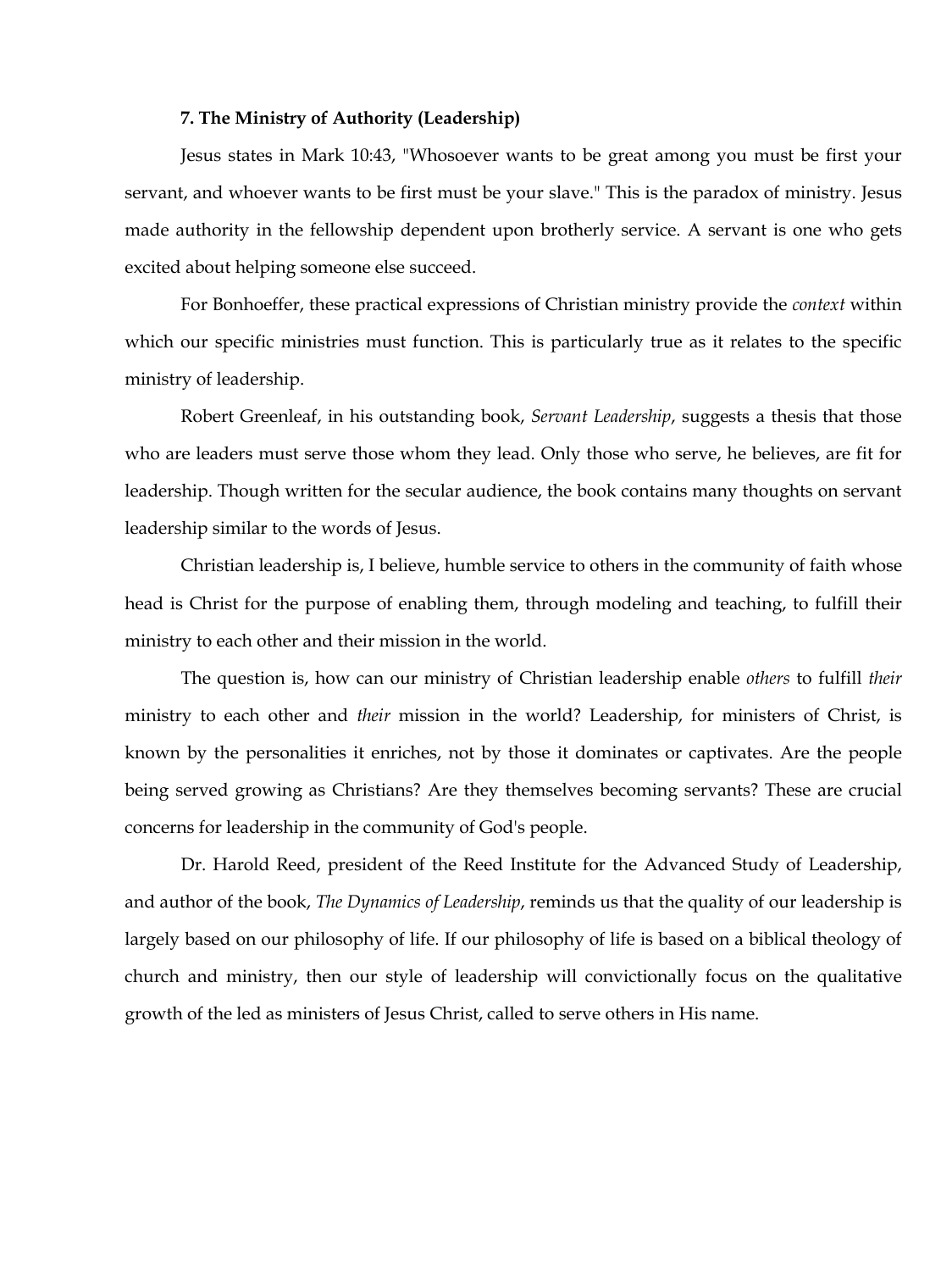**7. The Ministry of Authority (Leadership)**

Jesus states in Mark 10:43, "Whosoever wants to be great among you must be first your servant, and whoever wants to be first must be your slave." This is the paradox of ministry. Jesus made authority in the fellowship dependent upon brotherly service. A servant is one who gets excited about helping someone else succeed.

For Bonhoeffer, these practical expressions of Christian ministry provide the *context* within which our specific ministries must function. This is particularly true as it relates to the specific ministry of leadership.

Robert Greenleaf, in his outstanding book, *Servant Leadership*, suggests a thesis that those who are leaders must serve those whom they lead. Only those who serve, he believes, are fit for leadership. Though written for the secular audience, the book contains many thoughts on servant leadership similar to the words of Jesus.

Christian leadership is, I believe, humble service to others in the community of faith whose head is Christ for the purpose of enabling them, through modeling and teaching, to fulfill their ministry to each other and their mission in the world.

The question is, how can our ministry of Christian leadership enable *others* to fulfill *their* ministry to each other and *their* mission in the world? Leadership, for ministers of Christ, is known by the personalities it enriches, not by those it dominates or captivates. Are the people being served growing as Christians? Are they themselves becoming servants? These are crucial concerns for leadership in the community of God's people.

Dr. Harold Reed, president of the Reed Institute for the Advanced Study of Leadership, and author of the book, *The Dynamics of Leadership*, reminds us that the quality of our leadership is largely based on our philosophy of life. If our philosophy of life is based on a biblical theology of church and ministry, then our style of leadership will convictionally focus on the qualitative growth of the led as ministers of Jesus Christ, called to serve others in His name.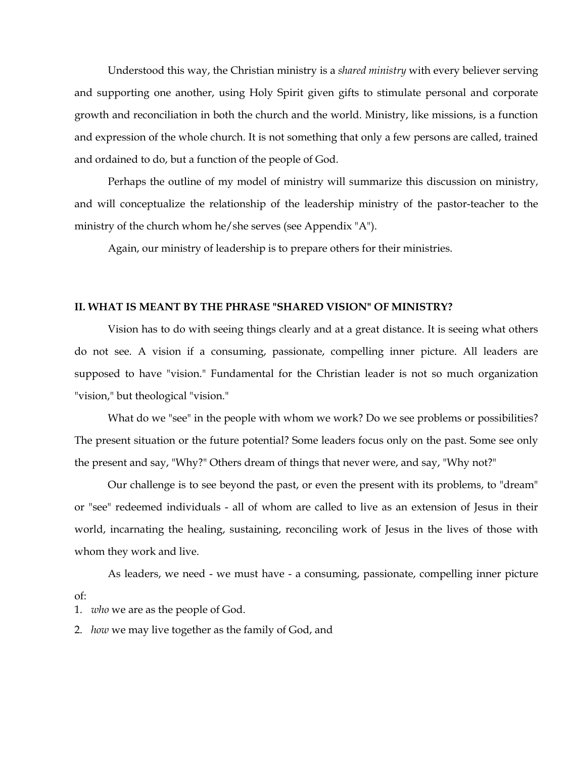Understood this way, the Christian ministry is a *shared ministry* with every believer serving and supporting one another, using Holy Spirit given gifts to stimulate personal and corporate growth and reconciliation in both the church and the world. Ministry, like missions, is a function and expression of the whole church. It is not something that only a few persons are called, trained and ordained to do, but a function of the people of God.

Perhaps the outline of my model of ministry will summarize this discussion on ministry, and will conceptualize the relationship of the leadership ministry of the pastor-teacher to the ministry of the church whom he/she serves (see Appendix "A").

Again, our ministry of leadership is to prepare others for their ministries.

**II. WHAT IS MEANT BY THE PHRASE "SHARED VISION" OF MINISTRY?**

Vision has to do with seeing things clearly and at a great distance. It is seeing what others do not see. A vision if a consuming, passionate, compelling inner picture. All leaders are supposed to have "vision." Fundamental for the Christian leader is not so much organization "vision," but theological "vision."

What do we "see" in the people with whom we work? Do we see problems or possibilities? The present situation or the future potential? Some leaders focus only on the past. Some see only the present and say, "Why?" Others dream of things that never were, and say, "Why not?"

Our challenge is to see beyond the past, or even the present with its problems, to "dream" or "see" redeemed individuals - all of whom are called to live as an extension of Jesus in their world, incarnating the healing, sustaining, reconciling work of Jesus in the lives of those with whom they work and live.

As leaders, we need - we must have - a consuming, passionate, compelling inner picture of:

1. *who* we are as the people of God.
2. *how* we may live together as the family of God, and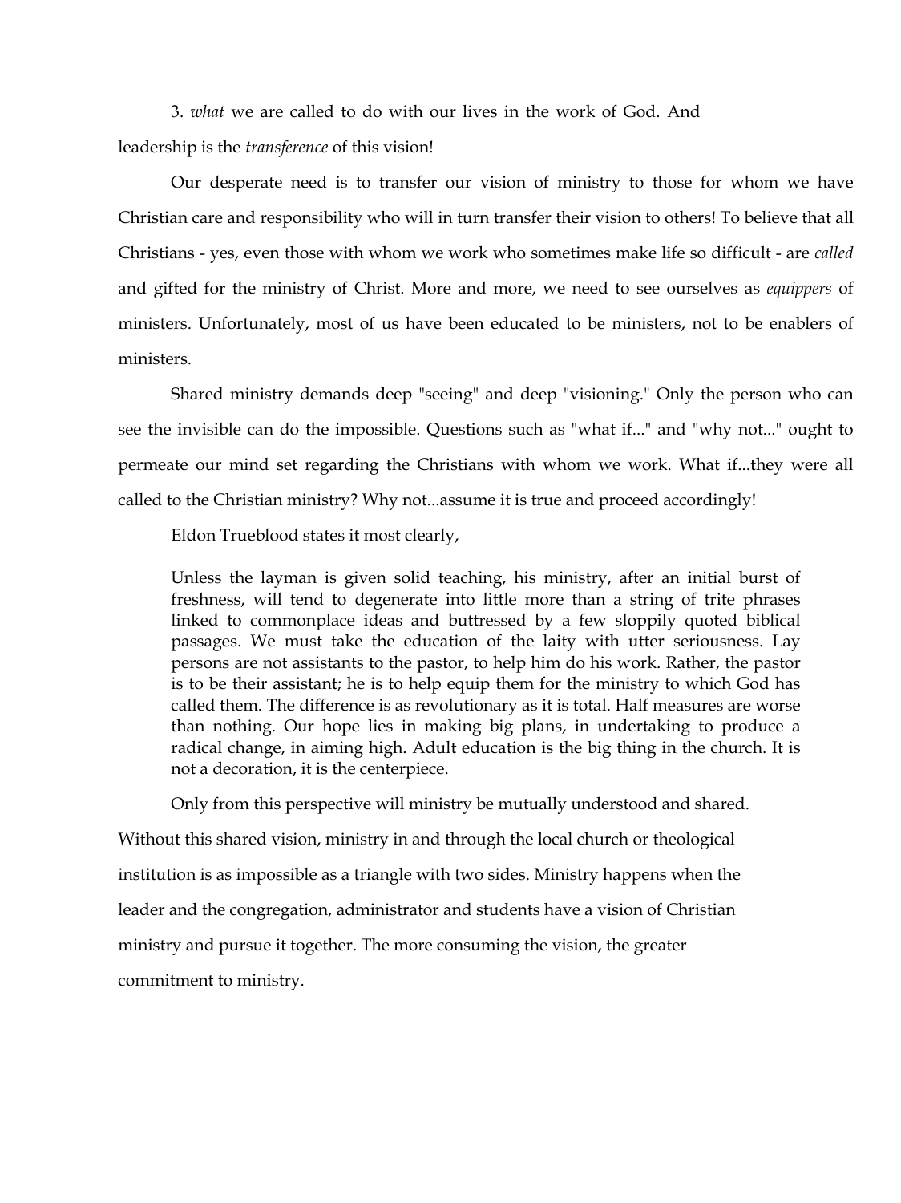3. *what* we are called to do with our lives in the work of God. And leadership is the *transference* of this vision!

Our desperate need is to transfer our vision of ministry to those for whom we have Christian care and responsibility who will in turn transfer their vision to others! To believe that all Christians - yes, even those with whom we work who sometimes make life so difficult - are *called* and gifted for the ministry of Christ. More and more, we need to see ourselves as *equippers* of ministers. Unfortunately, most of us have been educated to be ministers, not to be enablers of ministers.

Shared ministry demands deep "seeing" and deep "visioning." Only the person who can see the invisible can do the impossible. Questions such as "what if..." and "why not..." ought to permeate our mind set regarding the Christians with whom we work. What if...they were all called to the Christian ministry? Why not...assume it is true and proceed accordingly!

Eldon Trueblood states it most clearly,

> Unless the layman is given solid teaching, his ministry, after an initial burst of freshness, will tend to degenerate into little more than a string of trite phrases linked to commonplace ideas and buttressed by a few sloppily quoted biblical passages. We must take the education of the laity with utter seriousness. Lay persons are not assistants to the pastor, to help him do his work. Rather, the pastor is to be their assistant; he is to help equip them for the ministry to which God has called them. The difference is as revolutionary as it is total. Half measures are worse than nothing. Our hope lies in making big plans, in undertaking to produce a radical change, in aiming high. Adult education is the big thing in the church. It is not a decoration, it is the centerpiece.

Only from this perspective will ministry be mutually understood and shared. Without this shared vision, ministry in and through the local church or theological institution is as impossible as a triangle with two sides. Ministry happens when the leader and the congregation, administrator and students have a vision of Christian ministry and pursue it together. The more consuming the vision, the greater commitment to ministry.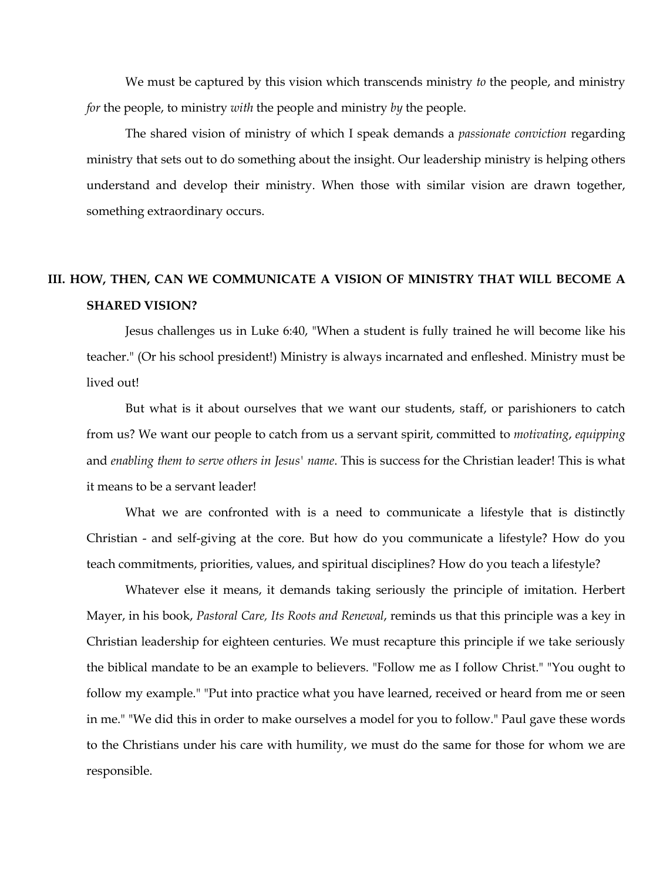We must be captured by this vision which transcends ministry *to* the people, and ministry *for* the people, to ministry *with* the people and ministry *by* the people.

The shared vision of ministry of which I speak demands a *passionate conviction* regarding ministry that sets out to do something about the insight. Our leadership ministry is helping others understand and develop their ministry. When those with similar vision are drawn together, something extraordinary occurs.

## III. HOW, THEN, CAN WE COMMUNICATE A VISION OF MINISTRY THAT WILL BECOME A SHARED VISION?

Jesus challenges us in Luke 6:40, "When a student is fully trained he will become like his teacher." (Or his school president!) Ministry is always incarnated and enfleshed. Ministry must be lived out!

But what is it about ourselves that we want our students, staff, or parishioners to catch from us? We want our people to catch from us a servant spirit, committed to *motivating*, *equipping* and *enabling them to serve others in Jesus' name*. This is success for the Christian leader! This is what it means to be a servant leader!

What we are confronted with is a need to communicate a lifestyle that is distinctly Christian - and self-giving at the core. But how do you communicate a lifestyle? How do you teach commitments, priorities, values, and spiritual disciplines? How do you teach a lifestyle?

Whatever else it means, it demands taking seriously the principle of imitation. Herbert Mayer, in his book, *Pastoral Care, Its Roots and Renewal*, reminds us that this principle was a key in Christian leadership for eighteen centuries. We must recapture this principle if we take seriously the biblical mandate to be an example to believers. "Follow me as I follow Christ." "You ought to follow my example." "Put into practice what you have learned, received or heard from me or seen in me." "We did this in order to make ourselves a model for you to follow." Paul gave these words to the Christians under his care with humility, we must do the same for those for whom we are responsible.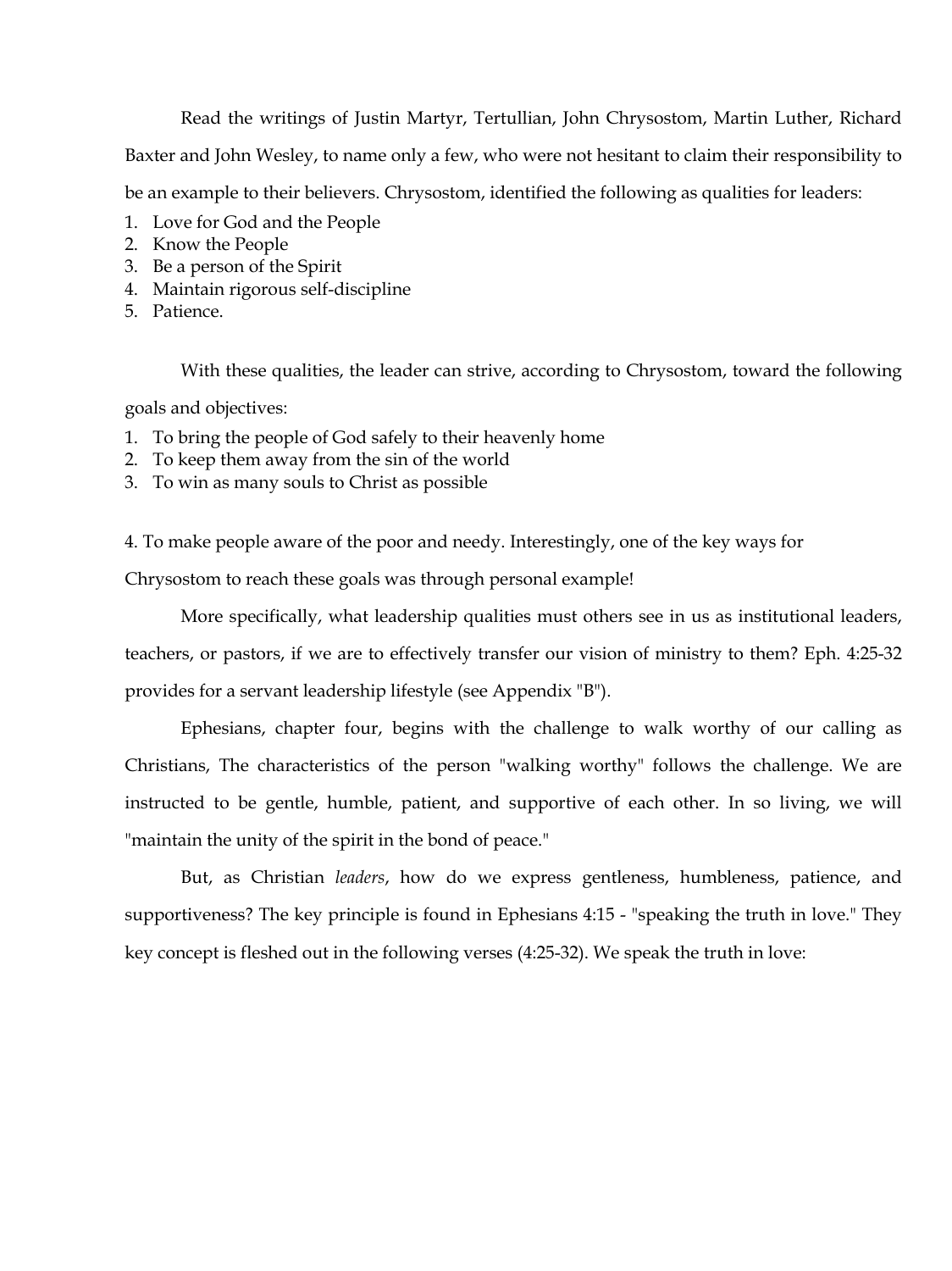Read the writings of Justin Martyr, Tertullian, John Chrysostom, Martin Luther, Richard Baxter and John Wesley, to name only a few, who were not hesitant to claim their responsibility to be an example to their believers. Chrysostom, identified the following as qualities for leaders:

1. Love for God and the People
2. Know the People
3. Be a person of the Spirit
4. Maintain rigorous self-discipline
5. Patience.

With these qualities, the leader can strive, according to Chrysostom, toward the following goals and objectives:

1. To bring the people of God safely to their heavenly home
2. To keep them away from the sin of the world
3. To win as many souls to Christ as possible

4. To make people aware of the poor and needy. Interestingly, one of the key ways for Chrysostom to reach these goals was through personal example!

More specifically, what leadership qualities must others see in us as institutional leaders, teachers, or pastors, if we are to effectively transfer our vision of ministry to them? Eph. 4:25-32 provides for a servant leadership lifestyle (see Appendix "B").

Ephesians, chapter four, begins with the challenge to walk worthy of our calling as Christians, The characteristics of the person "walking worthy" follows the challenge. We are instructed to be gentle, humble, patient, and supportive of each other. In so living, we will "maintain the unity of the spirit in the bond of peace."

But, as Christian *leaders*, how do we express gentleness, humbleness, patience, and supportiveness? The key principle is found in Ephesians 4:15 - "speaking the truth in love." They key concept is fleshed out in the following verses (4:25-32). We speak the truth in love: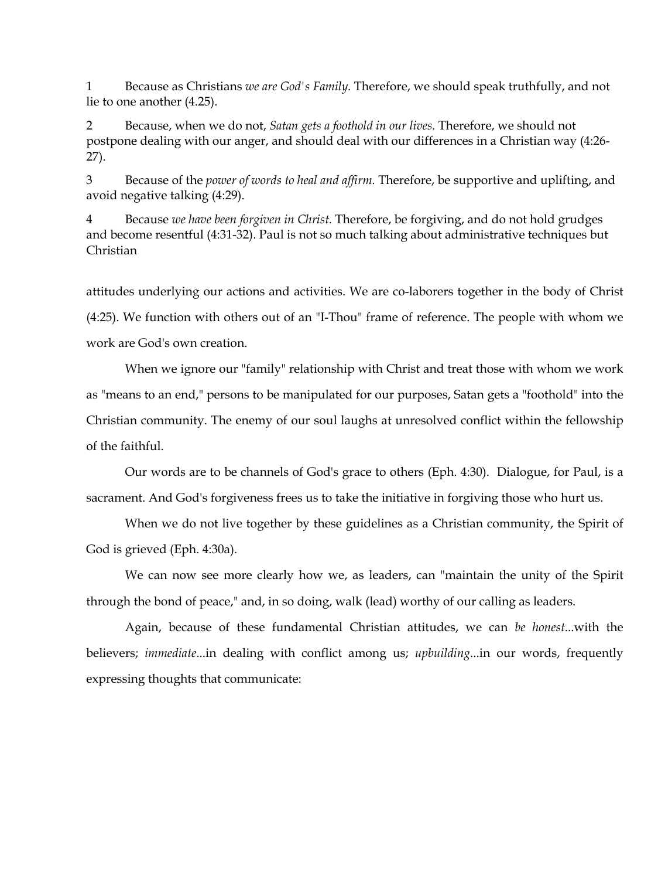1 Because as Christians *we are God's Family.* Therefore, we should speak truthfully, and not lie to one another (4.25).

2 Because, when we do not, *Satan gets a foothold in our lives.* Therefore, we should not postpone dealing with our anger, and should deal with our differences in a Christian way (4:26-27).

3 Because of the *power of words to heal and affirm.* Therefore, be supportive and uplifting, and avoid negative talking (4:29).

4 Because *we have been forgiven in Christ.* Therefore, be forgiving, and do not hold grudges and become resentful (4:31-32). Paul is not so much talking about administrative techniques but Christian attitudes underlying our actions and activities. We are co-laborers together in the body of Christ (4:25). We function with others out of an "I-Thou" frame of reference. The people with whom we work are God's own creation.

When we ignore our "family" relationship with Christ and treat those with whom we work as "means to an end," persons to be manipulated for our purposes, Satan gets a "foothold" into the Christian community. The enemy of our soul laughs at unresolved conflict within the fellowship of the faithful.

Our words are to be channels of God's grace to others (Eph. 4:30). Dialogue, for Paul, is a sacrament. And God's forgiveness frees us to take the initiative in forgiving those who hurt us.

When we do not live together by these guidelines as a Christian community, the Spirit of God is grieved (Eph. 4:30a).

We can now see more clearly how we, as leaders, can "maintain the unity of the Spirit through the bond of peace," and, in so doing, walk (lead) worthy of our calling as leaders.

Again, because of these fundamental Christian attitudes, we can *be honest*...with the believers; *immediate*...in dealing with conflict among us; *upbuilding*...in our words, frequently expressing thoughts that communicate: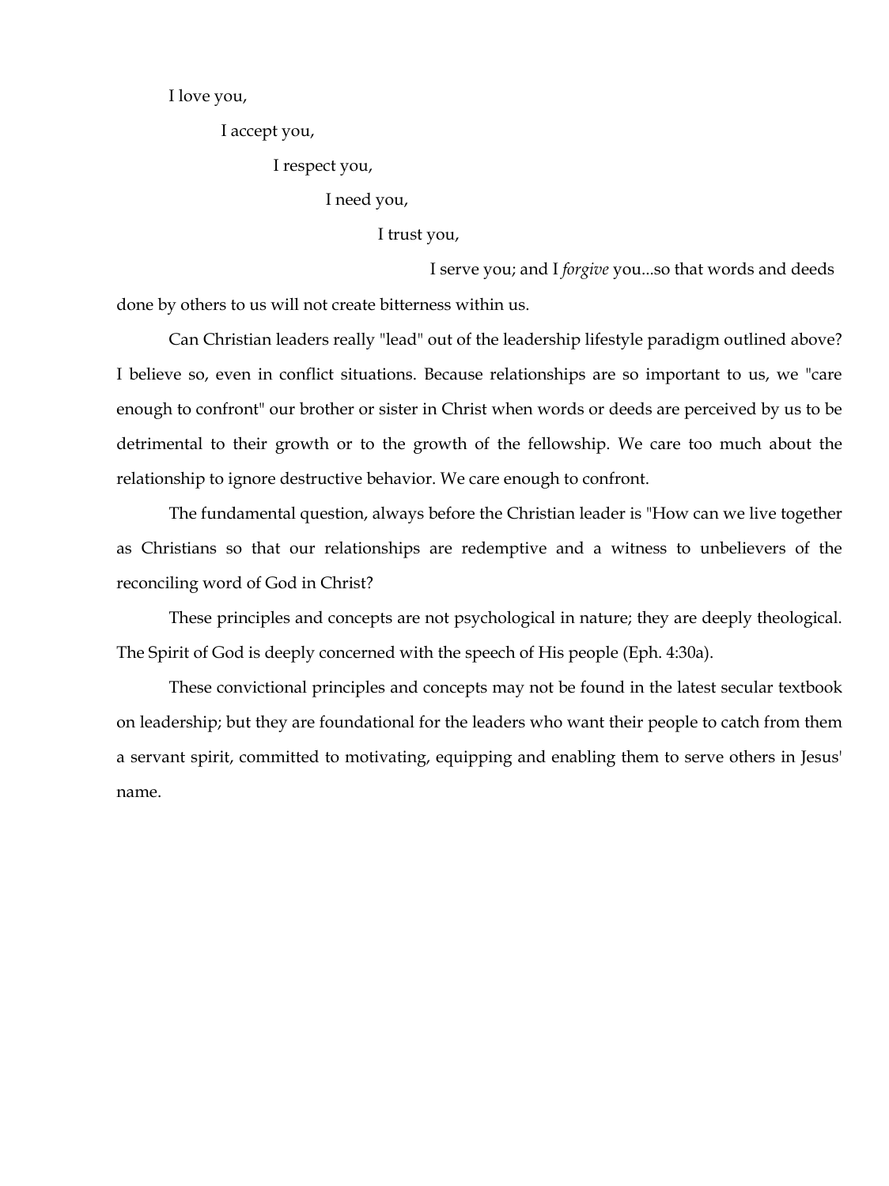I love you,

I accept you,

I respect you,

I need you,

I trust you,

I serve you; and I *forgive* you...so that words and deeds done by others to us will not create bitterness within us.

Can Christian leaders really "lead" out of the leadership lifestyle paradigm outlined above? I believe so, even in conflict situations. Because relationships are so important to us, we "care enough to confront" our brother or sister in Christ when words or deeds are perceived by us to be detrimental to their growth or to the growth of the fellowship. We care too much about the relationship to ignore destructive behavior. We care enough to confront.

The fundamental question, always before the Christian leader is "How can we live together as Christians so that our relationships are redemptive and a witness to unbelievers of the reconciling word of God in Christ?

These principles and concepts are not psychological in nature; they are deeply theological. The Spirit of God is deeply concerned with the speech of His people (Eph. 4:30a).

These convictional principles and concepts may not be found in the latest secular textbook on leadership; but they are foundational for the leaders who want their people to catch from them a servant spirit, committed to motivating, equipping and enabling them to serve others in Jesus' name.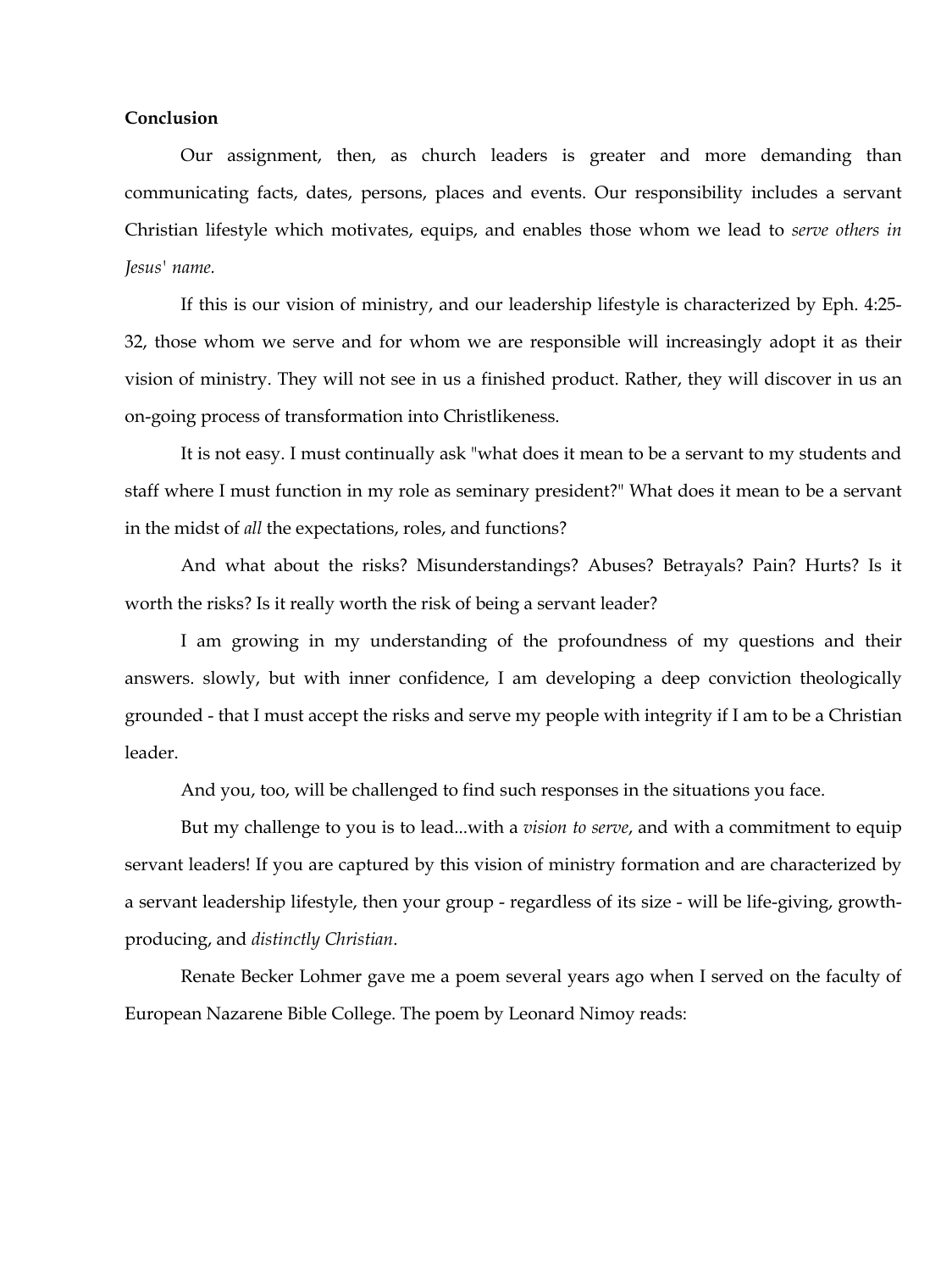**Conclusion**

Our assignment, then, as church leaders is greater and more demanding than communicating facts, dates, persons, places and events. Our responsibility includes a servant Christian lifestyle which motivates, equips, and enables those whom we lead to *serve others in Jesus' name.*

If this is our vision of ministry, and our leadership lifestyle is characterized by Eph. 4:25-32, those whom we serve and for whom we are responsible will increasingly adopt it as their vision of ministry. They will not see in us a finished product. Rather, they will discover in us an on-going process of transformation into Christlikeness.

It is not easy. I must continually ask "what does it mean to be a servant to my students and staff where I must function in my role as seminary president?" What does it mean to be a servant in the midst of *all* the expectations, roles, and functions?

And what about the risks? Misunderstandings? Abuses? Betrayals? Pain? Hurts? Is it worth the risks? Is it really worth the risk of being a servant leader?

I am growing in my understanding of the profoundness of my questions and their answers. slowly, but with inner confidence, I am developing a deep conviction theologically grounded - that I must accept the risks and serve my people with integrity if I am to be a Christian leader.

And you, too, will be challenged to find such responses in the situations you face.

But my challenge to you is to lead...with a *vision to serve*, and with a commitment to equip servant leaders! If you are captured by this vision of ministry formation and are characterized by a servant leadership lifestyle, then your group - regardless of its size - will be life-giving, growth-producing, and *distinctly Christian*.

Renate Becker Lohmer gave me a poem several years ago when I served on the faculty of European Nazarene Bible College. The poem by Leonard Nimoy reads: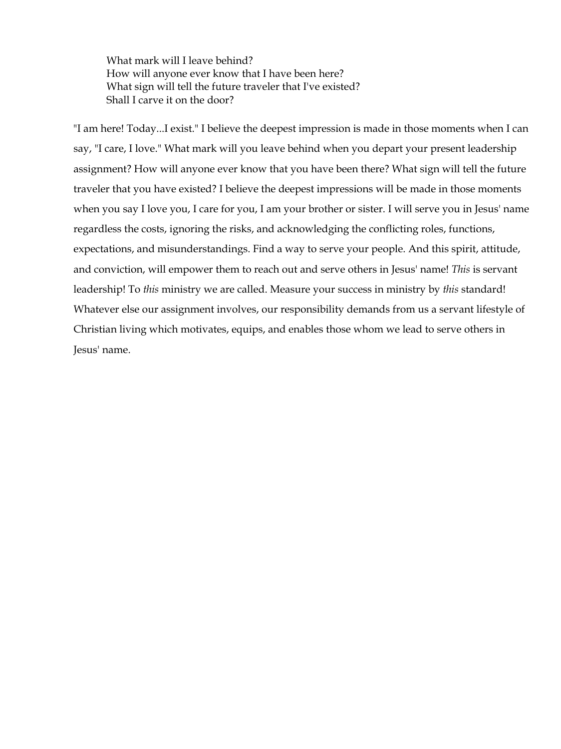> What mark will I leave behind?  
> How will anyone ever know that I have been here?  
> What sign will tell the future traveler that I've existed?  
> Shall I carve it on the door?

"I am here! Today...I exist." I believe the deepest impression is made in those moments when I can say, "I care, I love." What mark will you leave behind when you depart your present leadership assignment? How will anyone ever know that you have been there? What sign will tell the future traveler that you have existed? I believe the deepest impressions will be made in those moments when you say I love you, I care for you, I am your brother or sister. I will serve you in Jesus' name regardless the costs, ignoring the risks, and acknowledging the conflicting roles, functions, expectations, and misunderstandings. Find a way to serve your people. And this spirit, attitude, and conviction, will empower them to reach out and serve others in Jesus' name! *This* is servant leadership! To *this* ministry we are called. Measure your success in ministry by *this* standard! Whatever else our assignment involves, our responsibility demands from us a servant lifestyle of Christian living which motivates, equips, and enables those whom we lead to serve others in Jesus' name.